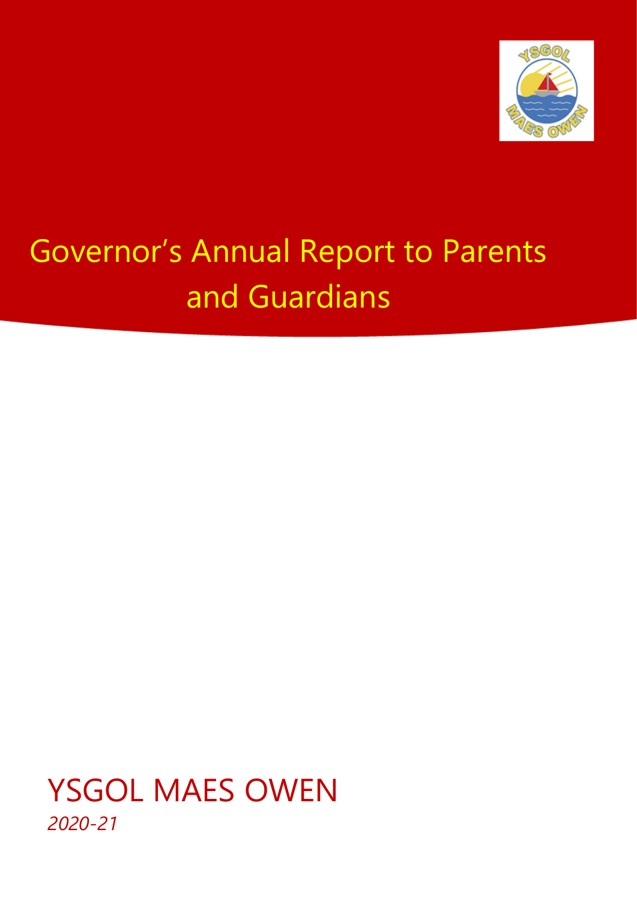# Governor's Annual Report to Parents and Guardians

## YSGOL MAES OWEN

*2020-21*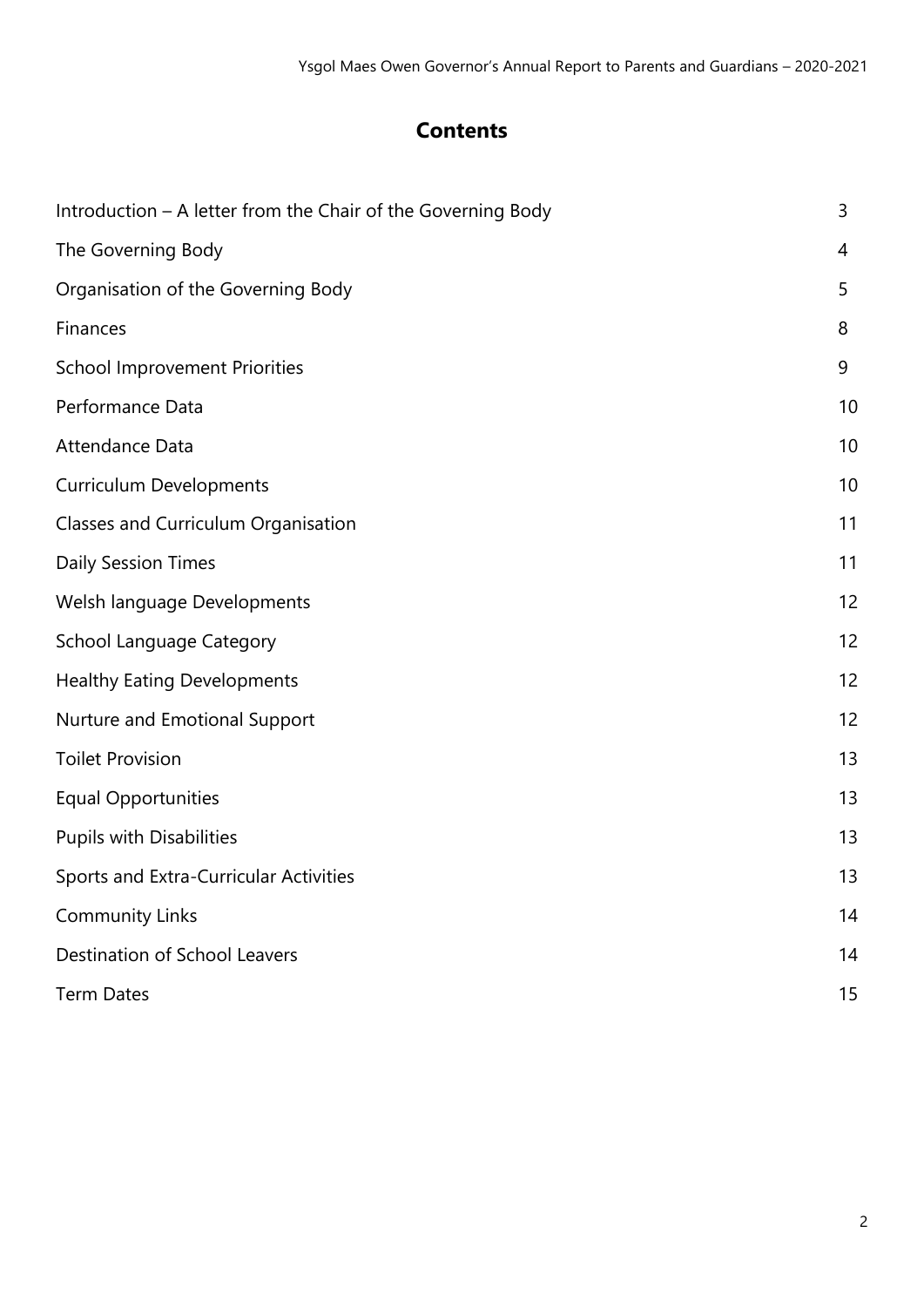## Contents

| | |
|---|---|
| Introduction – A letter from the Chair of the Governing Body | 3 |
| The Governing Body | 4 |
| Organisation of the Governing Body | 5 |
| Finances | 8 |
| School Improvement Priorities | 9 |
| Performance Data | 10 |
| Attendance Data | 10 |
| Curriculum Developments | 10 |
| Classes and Curriculum Organisation | 11 |
| Daily Session Times | 11 |
| Welsh language Developments | 12 |
| School Language Category | 12 |
| Healthy Eating Developments | 12 |
| Nurture and Emotional Support | 12 |
| Toilet Provision | 13 |
| Equal Opportunities | 13 |
| Pupils with Disabilities | 13 |
| Sports and Extra-Curricular Activities | 13 |
| Community Links | 14 |
| Destination of School Leavers | 14 |
| Term Dates | 15 |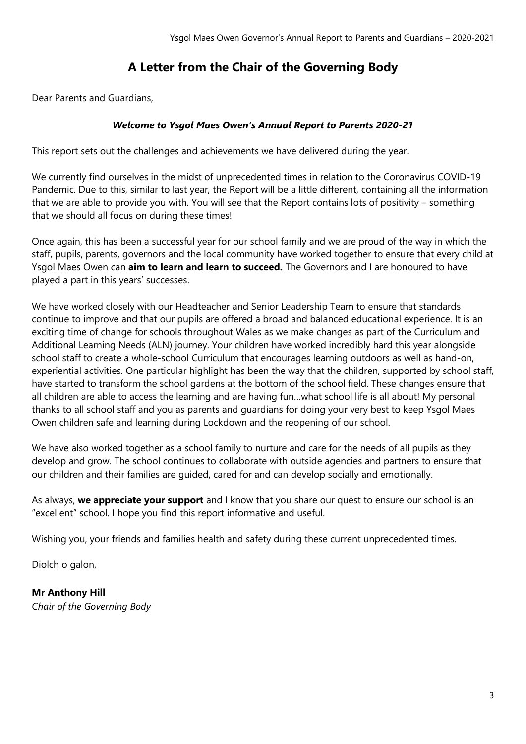# A Letter from the Chair of the Governing Body

Dear Parents and Guardians,

***Welcome to Ysgol Maes Owen's Annual Report to Parents 2020-21***

This report sets out the challenges and achievements we have delivered during the year.

We currently find ourselves in the midst of unprecedented times in relation to the Coronavirus COVID-19 Pandemic. Due to this, similar to last year, the Report will be a little different, containing all the information that we are able to provide you with. You will see that the Report contains lots of positivity – something that we should all focus on during these times!

Once again, this has been a successful year for our school family and we are proud of the way in which the staff, pupils, parents, governors and the local community have worked together to ensure that every child at Ysgol Maes Owen can **aim to learn and learn to succeed.** The Governors and I are honoured to have played a part in this years' successes.

We have worked closely with our Headteacher and Senior Leadership Team to ensure that standards continue to improve and that our pupils are offered a broad and balanced educational experience. It is an exciting time of change for schools throughout Wales as we make changes as part of the Curriculum and Additional Learning Needs (ALN) journey. Your children have worked incredibly hard this year alongside school staff to create a whole-school Curriculum that encourages learning outdoors as well as hand-on, experiential activities. One particular highlight has been the way that the children, supported by school staff, have started to transform the school gardens at the bottom of the school field. These changes ensure that all children are able to access the learning and are having fun…what school life is all about! My personal thanks to all school staff and you as parents and guardians for doing your very best to keep Ysgol Maes Owen children safe and learning during Lockdown and the reopening of our school.

We have also worked together as a school family to nurture and care for the needs of all pupils as they develop and grow. The school continues to collaborate with outside agencies and partners to ensure that our children and their families are guided, cared for and can develop socially and emotionally.

As always, **we appreciate your support** and I know that you share our quest to ensure our school is an "excellent" school. I hope you find this report informative and useful.

Wishing you, your friends and families health and safety during these current unprecedented times.

Diolch o galon,

**Mr Anthony Hill**
*Chair of the Governing Body*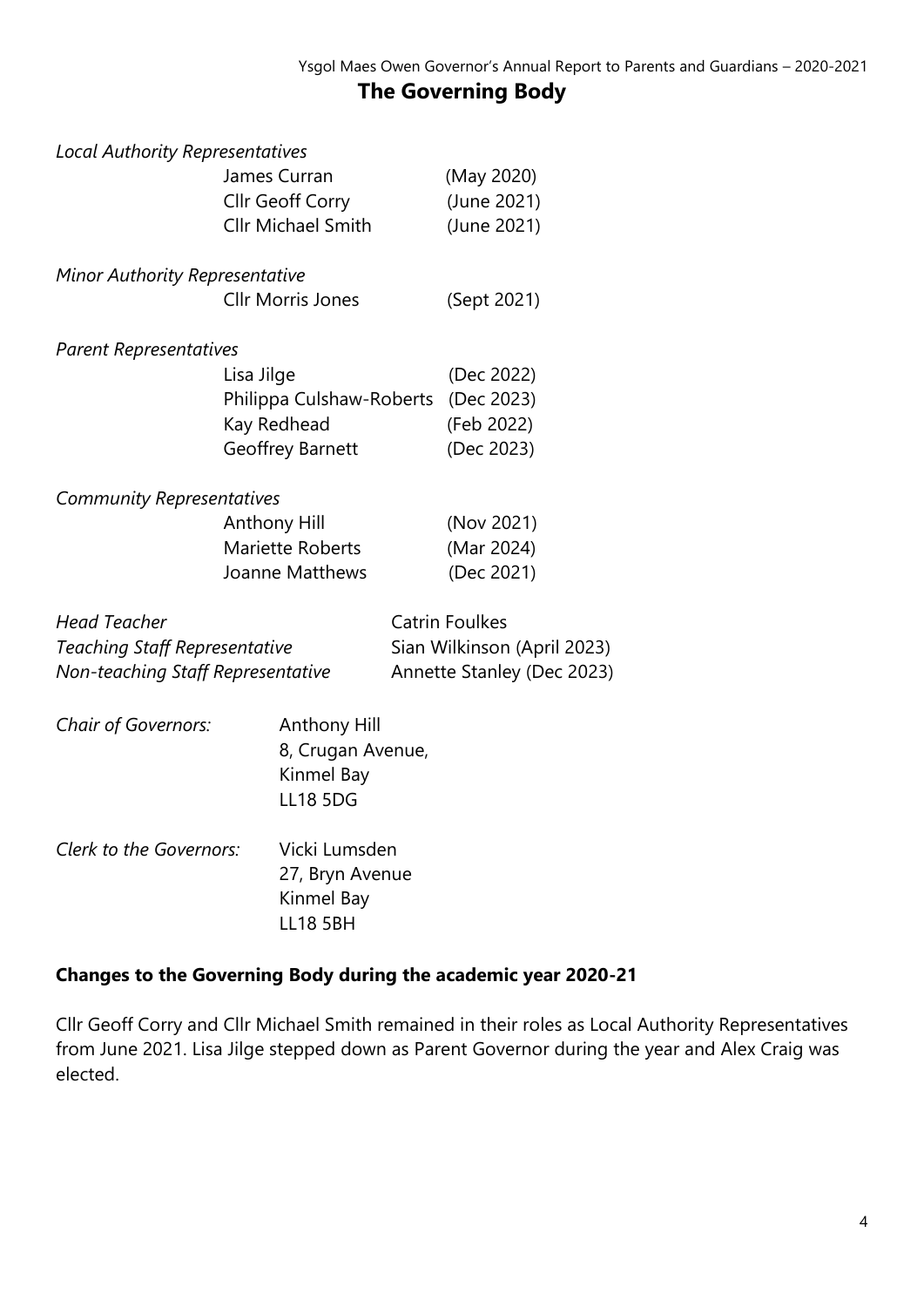## The Governing Body

*Local Authority Representatives*

James Curran (May 2020)
Cllr Geoff Corry (June 2021)
Cllr Michael Smith (June 2021)

*Minor Authority Representative*

Cllr Morris Jones (Sept 2021)

*Parent Representatives*

Lisa Jilge (Dec 2022)
Philippa Culshaw-Roberts (Dec 2023)
Kay Redhead (Feb 2022)
Geoffrey Barnett (Dec 2023)

*Community Representatives*

Anthony Hill (Nov 2021)
Mariette Roberts (Mar 2024)
Joanne Matthews (Dec 2021)

*Head Teacher* Catrin Foulkes
*Teaching Staff Representative* Sian Wilkinson (April 2023)
*Non-teaching Staff Representative* Annette Stanley (Dec 2023)

*Chair of Governors:*
Anthony Hill
8, Crugan Avenue,
Kinmel Bay
LL18 5DG

*Clerk to the Governors:*
Vicki Lumsden
27, Bryn Avenue
Kinmel Bay
LL18 5BH

**Changes to the Governing Body during the academic year 2020-21**

Cllr Geoff Corry and Cllr Michael Smith remained in their roles as Local Authority Representatives from June 2021. Lisa Jilge stepped down as Parent Governor during the year and Alex Craig was elected.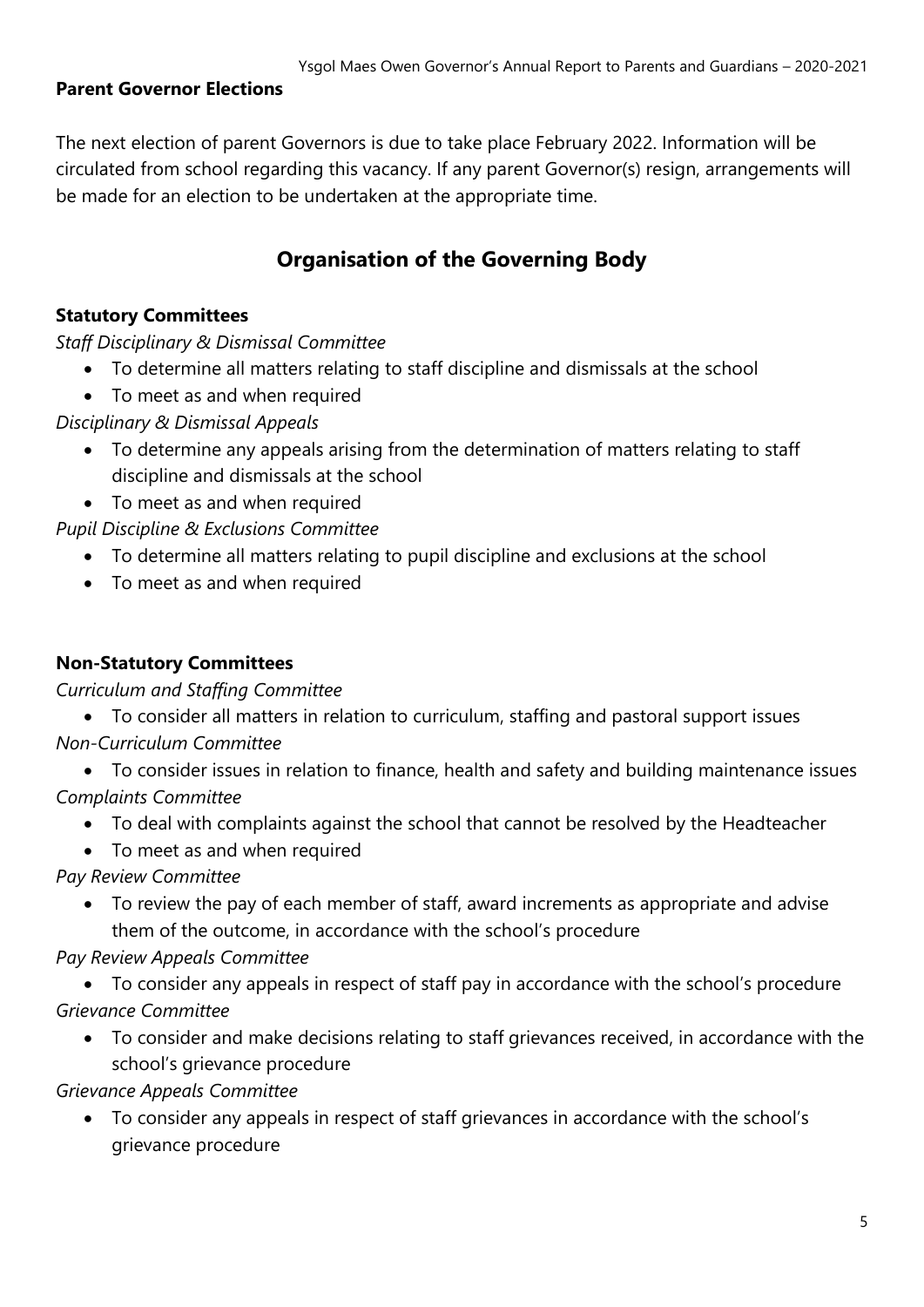### Parent Governor Elections

The next election of parent Governors is due to take place February 2022. Information will be circulated from school regarding this vacancy. If any parent Governor(s) resign, arrangements will be made for an election to be undertaken at the appropriate time.

## Organisation of the Governing Body

### Statutory Committees

*Staff Disciplinary & Dismissal Committee*

- To determine all matters relating to staff discipline and dismissals at the school
- To meet as and when required

*Disciplinary & Dismissal Appeals*

- To determine any appeals arising from the determination of matters relating to staff discipline and dismissals at the school
- To meet as and when required

*Pupil Discipline & Exclusions Committee*

- To determine all matters relating to pupil discipline and exclusions at the school
- To meet as and when required

### Non-Statutory Committees

*Curriculum and Staffing Committee*

- To consider all matters in relation to curriculum, staffing and pastoral support issues

*Non-Curriculum Committee*

- To consider issues in relation to finance, health and safety and building maintenance issues

*Complaints Committee*

- To deal with complaints against the school that cannot be resolved by the Headteacher
- To meet as and when required

*Pay Review Committee*

- To review the pay of each member of staff, award increments as appropriate and advise them of the outcome, in accordance with the school's procedure

*Pay Review Appeals Committee*

- To consider any appeals in respect of staff pay in accordance with the school's procedure

*Grievance Committee*

- To consider and make decisions relating to staff grievances received, in accordance with the school's grievance procedure

*Grievance Appeals Committee*

- To consider any appeals in respect of staff grievances in accordance with the school's grievance procedure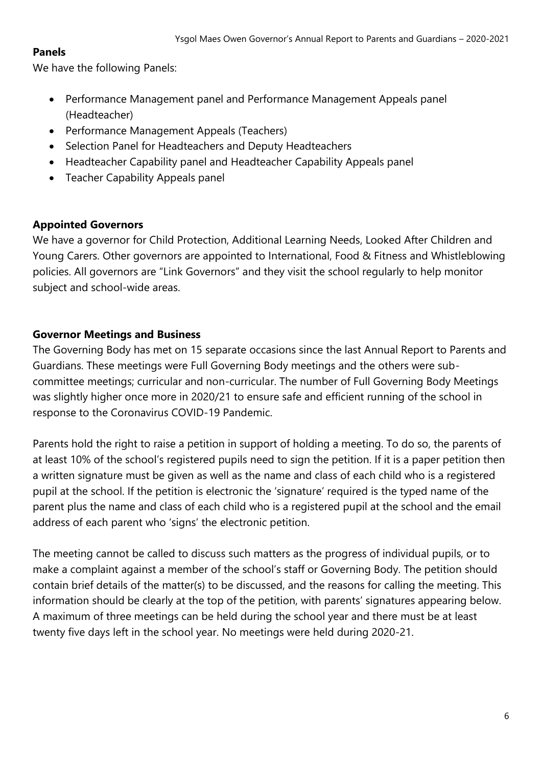## Panels

We have the following Panels:

- Performance Management panel and Performance Management Appeals panel (Headteacher)
- Performance Management Appeals (Teachers)
- Selection Panel for Headteachers and Deputy Headteachers
- Headteacher Capability panel and Headteacher Capability Appeals panel
- Teacher Capability Appeals panel

## Appointed Governors

We have a governor for Child Protection, Additional Learning Needs, Looked After Children and Young Carers. Other governors are appointed to International, Food & Fitness and Whistleblowing policies. All governors are "Link Governors" and they visit the school regularly to help monitor subject and school-wide areas.

## Governor Meetings and Business

The Governing Body has met on 15 separate occasions since the last Annual Report to Parents and Guardians. These meetings were Full Governing Body meetings and the others were sub-committee meetings; curricular and non-curricular. The number of Full Governing Body Meetings was slightly higher once more in 2020/21 to ensure safe and efficient running of the school in response to the Coronavirus COVID-19 Pandemic.

Parents hold the right to raise a petition in support of holding a meeting. To do so, the parents of at least 10% of the school's registered pupils need to sign the petition. If it is a paper petition then a written signature must be given as well as the name and class of each child who is a registered pupil at the school. If the petition is electronic the 'signature' required is the typed name of the parent plus the name and class of each child who is a registered pupil at the school and the email address of each parent who 'signs' the electronic petition.

The meeting cannot be called to discuss such matters as the progress of individual pupils, or to make a complaint against a member of the school's staff or Governing Body. The petition should contain brief details of the matter(s) to be discussed, and the reasons for calling the meeting. This information should be clearly at the top of the petition, with parents' signatures appearing below. A maximum of three meetings can be held during the school year and there must be at least twenty five days left in the school year. No meetings were held during 2020-21.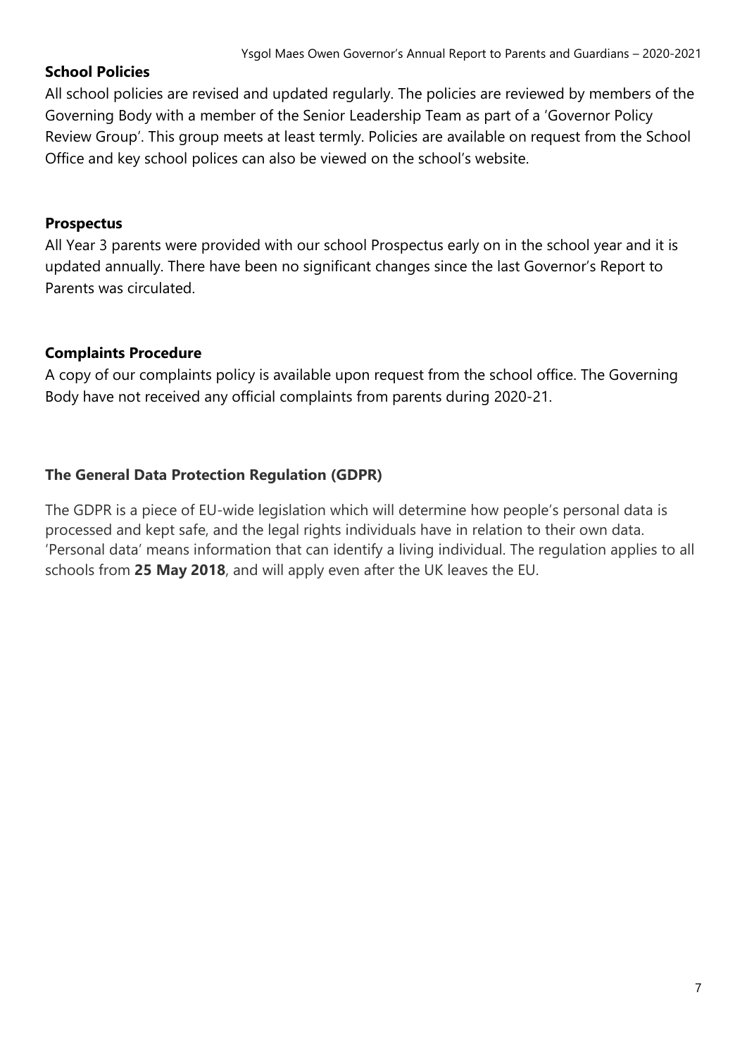## School Policies

All school policies are revised and updated regularly. The policies are reviewed by members of the Governing Body with a member of the Senior Leadership Team as part of a 'Governor Policy Review Group'. This group meets at least termly. Policies are available on request from the School Office and key school polices can also be viewed on the school's website.

## Prospectus

All Year 3 parents were provided with our school Prospectus early on in the school year and it is updated annually. There have been no significant changes since the last Governor's Report to Parents was circulated.

## Complaints Procedure

A copy of our complaints policy is available upon request from the school office. The Governing Body have not received any official complaints from parents during 2020-21.

## The General Data Protection Regulation (GDPR)

The GDPR is a piece of EU-wide legislation which will determine how people's personal data is processed and kept safe, and the legal rights individuals have in relation to their own data. 'Personal data' means information that can identify a living individual. The regulation applies to all schools from **25 May 2018**, and will apply even after the UK leaves the EU.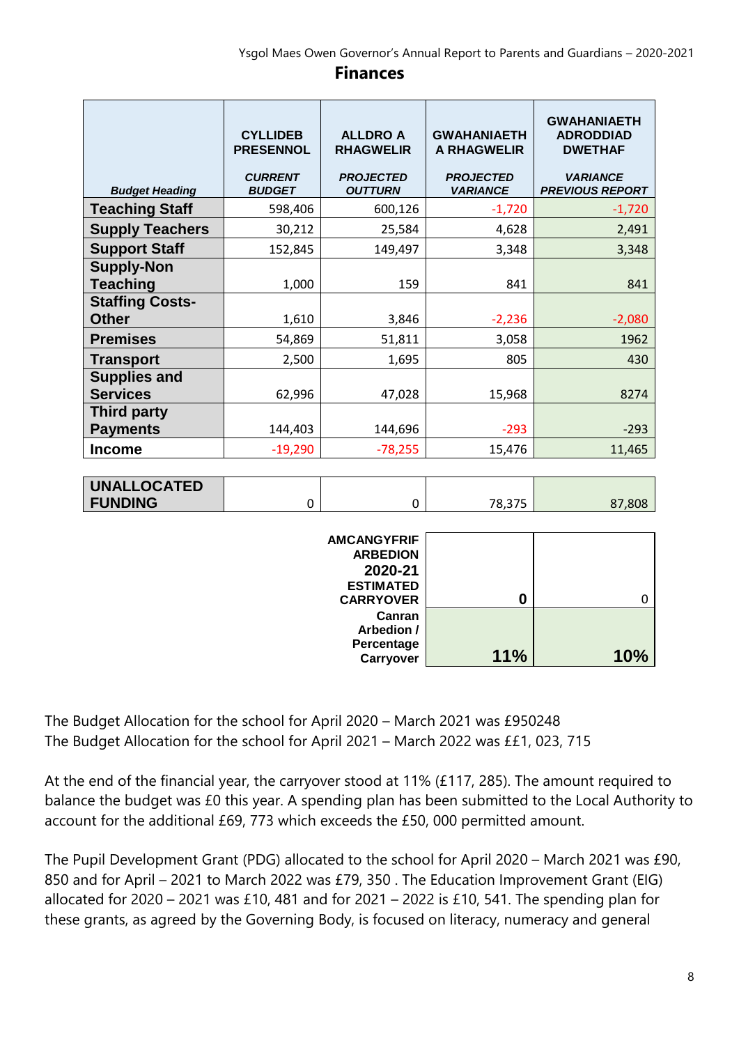## Finances

| Budget Heading | CYLLIDEB PRESENNOL *CURRENT BUDGET* | ALLDRO A RHAGWELIR *PROJECTED OUTTURN* | GWAHANIAETH A RHAGWELIR *PROJECTED VARIANCE* | GWAHANIAETH ADRODDIAD DWETHAF *VARIANCE PREVIOUS REPORT* |
|---|---|---|---|---|
| **Teaching Staff** | 598,406 | 600,126 | -1,720 | -1,720 |
| **Supply Teachers** | 30,212 | 25,584 | 4,628 | 2,491 |
| **Support Staff** | 152,845 | 149,497 | 3,348 | 3,348 |
| **Supply-Non Teaching** | 1,000 | 159 | 841 | 841 |
| **Staffing Costs-Other** | 1,610 | 3,846 | -2,236 | -2,080 |
| **Premises** | 54,869 | 51,811 | 3,058 | 1962 |
| **Transport** | 2,500 | 1,695 | 805 | 430 |
| **Supplies and Services** | 62,996 | 47,028 | 15,968 | 8274 |
| **Third party Payments** | 144,403 | 144,696 | -293 | -293 |
| **Income** | -19,290 | -78,255 | 15,476 | 11,465 |
| | | | | |
| **UNALLOCATED FUNDING** | 0 | 0 | 78,375 | 87,808 |
| | | **AMCANGYFRIF ARBEDION 2020-21 ESTIMATED CARRYOVER** | **0** | 0 |
| | | **Canran Arbedion / Percentage Carryover** | **11%** | **10%** |

The Budget Allocation for the school for April 2020 – March 2021 was £950248
The Budget Allocation for the school for April 2021 – March 2022 was ££1, 023, 715

At the end of the financial year, the carryover stood at 11% (£117, 285). The amount required to balance the budget was £0 this year. A spending plan has been submitted to the Local Authority to account for the additional £69, 773 which exceeds the £50, 000 permitted amount.

The Pupil Development Grant (PDG) allocated to the school for April 2020 – March 2021 was £90, 850 and for April – 2021 to March 2022 was £79, 350 . The Education Improvement Grant (EIG) allocated for 2020 – 2021 was £10, 481 and for 2021 – 2022 is £10, 541. The spending plan for these grants, as agreed by the Governing Body, is focused on literacy, numeracy and general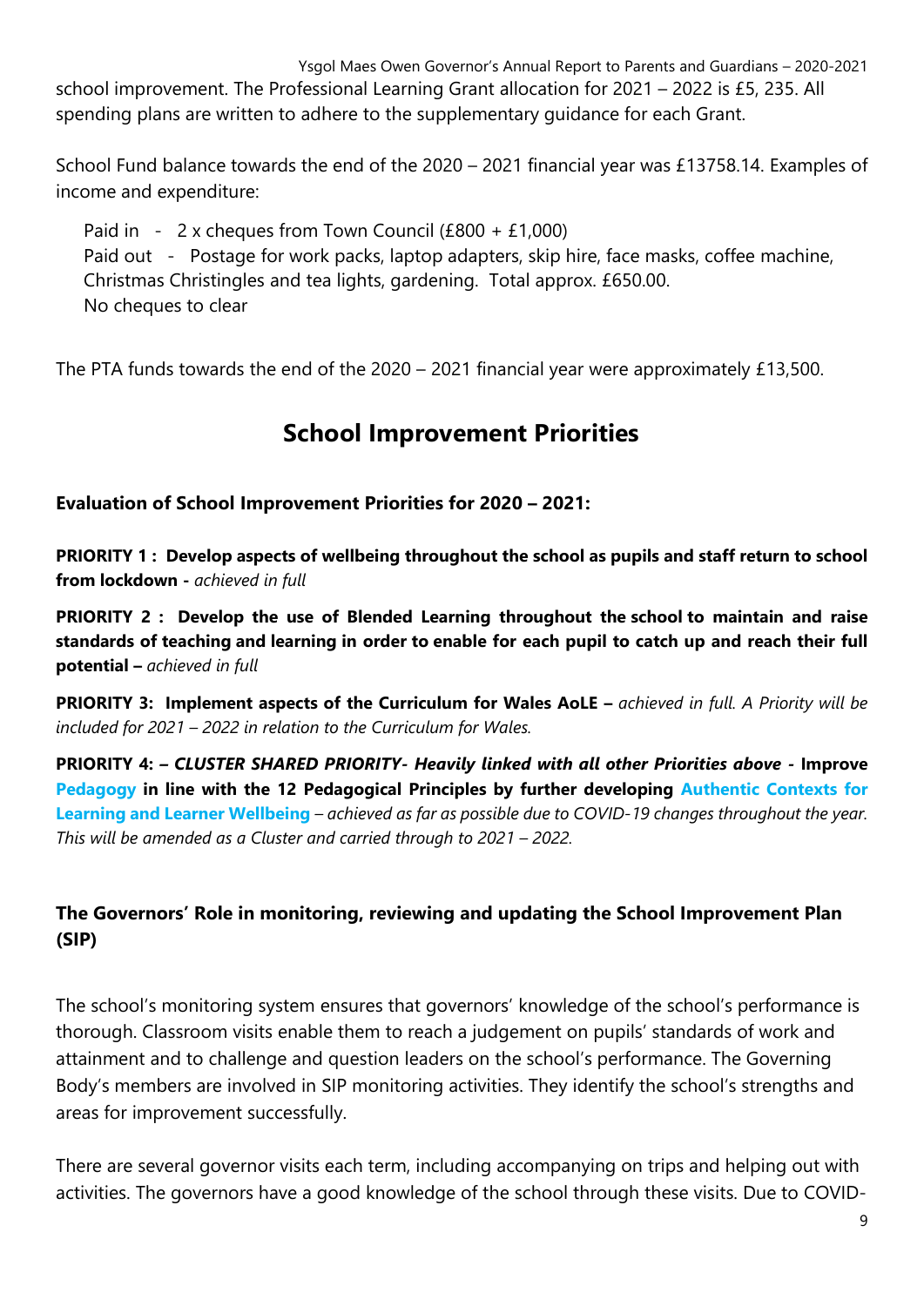school improvement. The Professional Learning Grant allocation for 2021 – 2022 is £5, 235. All spending plans are written to adhere to the supplementary guidance for each Grant.

School Fund balance towards the end of the 2020 – 2021 financial year was £13758.14. Examples of income and expenditure:

Paid in - 2 x cheques from Town Council (£800 + £1,000)
Paid out - Postage for work packs, laptop adapters, skip hire, face masks, coffee machine, Christmas Christingles and tea lights, gardening. Total approx. £650.00.
No cheques to clear

The PTA funds towards the end of the 2020 – 2021 financial year were approximately £13,500.

## School Improvement Priorities

**Evaluation of School Improvement Priorities for 2020 – 2021:**

**PRIORITY 1 : Develop aspects of wellbeing throughout the school as pupils and staff return to school from lockdown -** *achieved in full*

**PRIORITY 2 : Develop the use of Blended Learning throughout the school to maintain and raise standards of teaching and learning in order to enable for each pupil to catch up and reach their full potential –** *achieved in full*

**PRIORITY 3: Implement aspects of the Curriculum for Wales AoLE –** *achieved in full. A Priority will be included for 2021 – 2022 in relation to the Curriculum for Wales.*

**PRIORITY 4: –** ***CLUSTER SHARED PRIORITY- Heavily linked with all other Priorities above* - Improve Pedagogy in line with the 12 Pedagogical Principles by further developing Authentic Contexts for Learning and Learner Wellbeing** *– achieved as far as possible due to COVID-19 changes throughout the year. This will be amended as a Cluster and carried through to 2021 – 2022.*

### The Governors' Role in monitoring, reviewing and updating the School Improvement Plan (SIP)

The school's monitoring system ensures that governors' knowledge of the school's performance is thorough. Classroom visits enable them to reach a judgement on pupils' standards of work and attainment and to challenge and question leaders on the school's performance. The Governing Body's members are involved in SIP monitoring activities. They identify the school's strengths and areas for improvement successfully.

There are several governor visits each term, including accompanying on trips and helping out with activities. The governors have a good knowledge of the school through these visits. Due to COVID-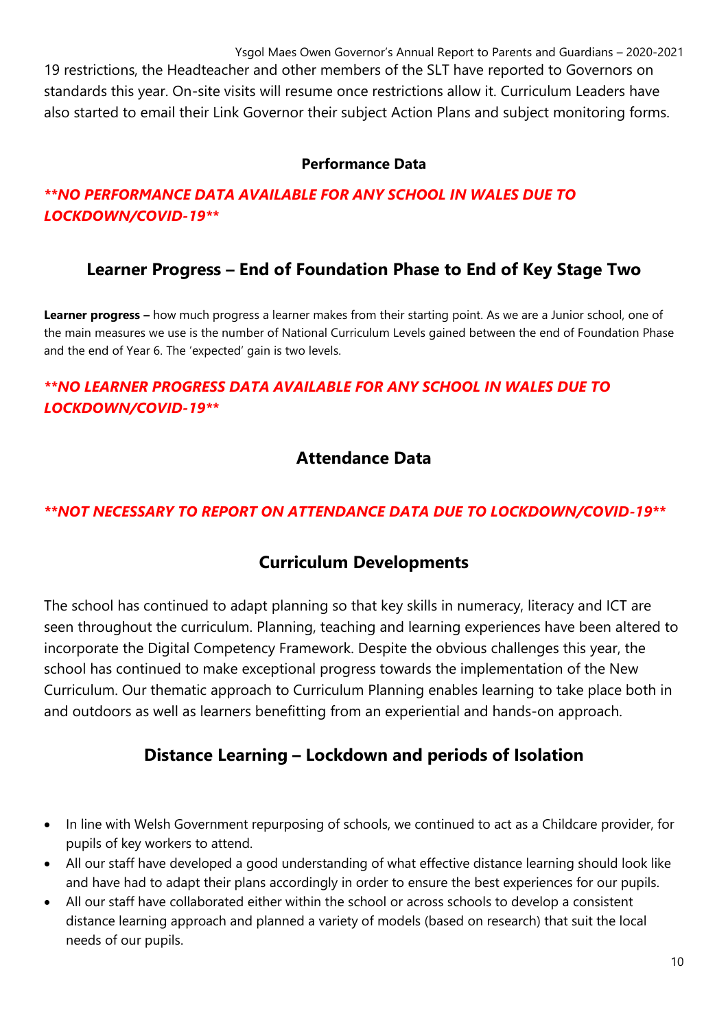19 restrictions, the Headteacher and other members of the SLT have reported to Governors on standards this year. On-site visits will resume once restrictions allow it. Curriculum Leaders have also started to email their Link Governor their subject Action Plans and subject monitoring forms.

**Performance Data**

***\*\*NO PERFORMANCE DATA AVAILABLE FOR ANY SCHOOL IN WALES DUE TO LOCKDOWN/COVID-19\*\****

## Learner Progress – End of Foundation Phase to End of Key Stage Two

**Learner progress –** how much progress a learner makes from their starting point. As we are a Junior school, one of the main measures we use is the number of National Curriculum Levels gained between the end of Foundation Phase and the end of Year 6. The 'expected' gain is two levels.

***\*\*NO LEARNER PROGRESS DATA AVAILABLE FOR ANY SCHOOL IN WALES DUE TO LOCKDOWN/COVID-19\*\****

## Attendance Data

***\*\*NOT NECESSARY TO REPORT ON ATTENDANCE DATA DUE TO LOCKDOWN/COVID-19\*\****

## Curriculum Developments

The school has continued to adapt planning so that key skills in numeracy, literacy and ICT are seen throughout the curriculum. Planning, teaching and learning experiences have been altered to incorporate the Digital Competency Framework. Despite the obvious challenges this year, the school has continued to make exceptional progress towards the implementation of the New Curriculum. Our thematic approach to Curriculum Planning enables learning to take place both in and outdoors as well as learners benefitting from an experiential and hands-on approach.

## Distance Learning – Lockdown and periods of Isolation

- In line with Welsh Government repurposing of schools, we continued to act as a Childcare provider, for pupils of key workers to attend.
- All our staff have developed a good understanding of what effective distance learning should look like and have had to adapt their plans accordingly in order to ensure the best experiences for our pupils.
- All our staff have collaborated either within the school or across schools to develop a consistent distance learning approach and planned a variety of models (based on research) that suit the local needs of our pupils.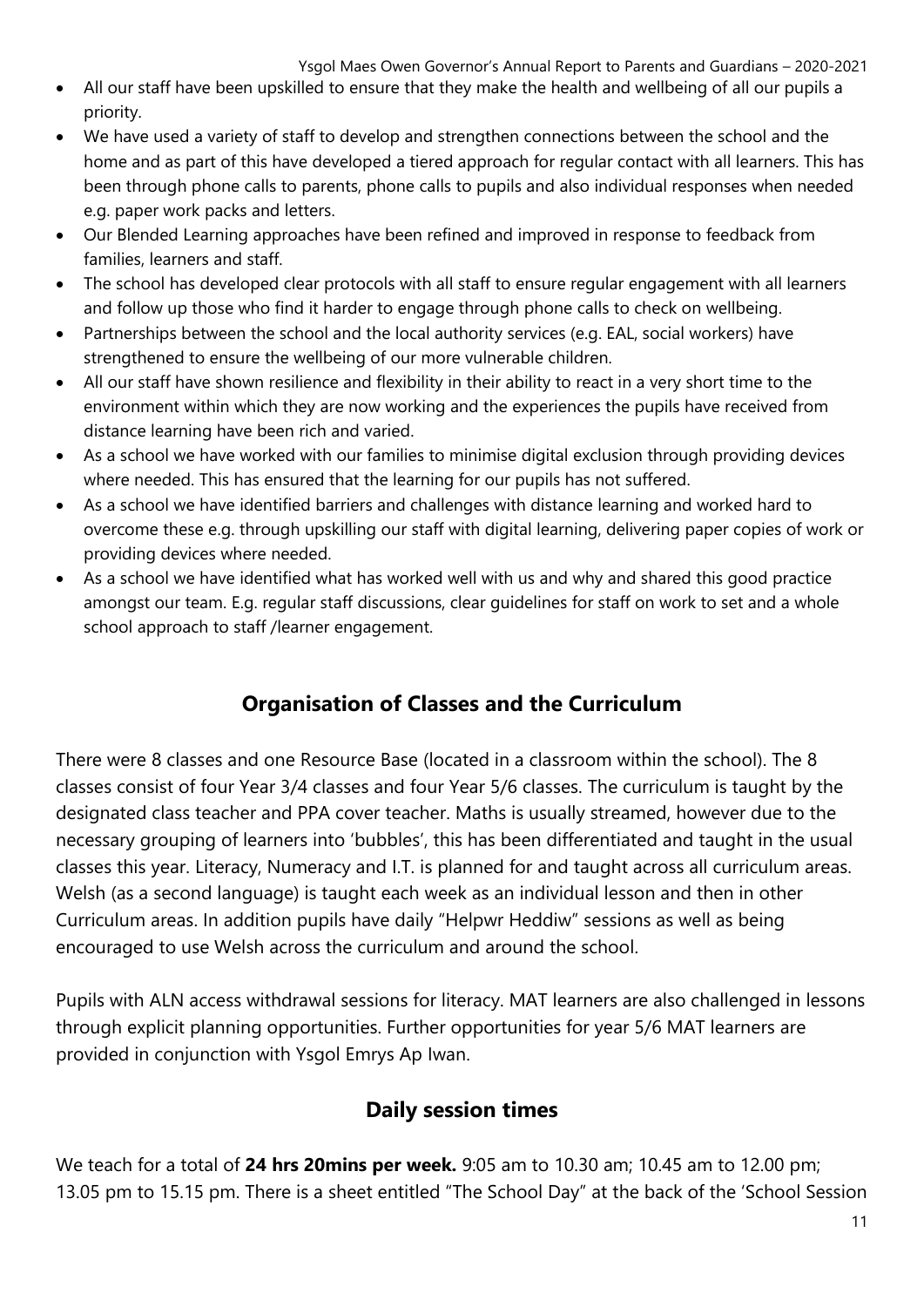- All our staff have been upskilled to ensure that they make the health and wellbeing of all our pupils a priority.
- We have used a variety of staff to develop and strengthen connections between the school and the home and as part of this have developed a tiered approach for regular contact with all learners. This has been through phone calls to parents, phone calls to pupils and also individual responses when needed e.g. paper work packs and letters.
- Our Blended Learning approaches have been refined and improved in response to feedback from families, learners and staff.
- The school has developed clear protocols with all staff to ensure regular engagement with all learners and follow up those who find it harder to engage through phone calls to check on wellbeing.
- Partnerships between the school and the local authority services (e.g. EAL, social workers) have strengthened to ensure the wellbeing of our more vulnerable children.
- All our staff have shown resilience and flexibility in their ability to react in a very short time to the environment within which they are now working and the experiences the pupils have received from distance learning have been rich and varied.
- As a school we have worked with our families to minimise digital exclusion through providing devices where needed. This has ensured that the learning for our pupils has not suffered.
- As a school we have identified barriers and challenges with distance learning and worked hard to overcome these e.g. through upskilling our staff with digital learning, delivering paper copies of work or providing devices where needed.
- As a school we have identified what has worked well with us and why and shared this good practice amongst our team. E.g. regular staff discussions, clear guidelines for staff on work to set and a whole school approach to staff /learner engagement.

## Organisation of Classes and the Curriculum

There were 8 classes and one Resource Base (located in a classroom within the school). The 8 classes consist of four Year 3/4 classes and four Year 5/6 classes. The curriculum is taught by the designated class teacher and PPA cover teacher. Maths is usually streamed, however due to the necessary grouping of learners into 'bubbles', this has been differentiated and taught in the usual classes this year. Literacy, Numeracy and I.T. is planned for and taught across all curriculum areas. Welsh (as a second language) is taught each week as an individual lesson and then in other Curriculum areas. In addition pupils have daily "Helpwr Heddiw" sessions as well as being encouraged to use Welsh across the curriculum and around the school.

Pupils with ALN access withdrawal sessions for literacy. MAT learners are also challenged in lessons through explicit planning opportunities. Further opportunities for year 5/6 MAT learners are provided in conjunction with Ysgol Emrys Ap Iwan.

## Daily session times

We teach for a total of **24 hrs 20mins per week.** 9:05 am to 10.30 am; 10.45 am to 12.00 pm; 13.05 pm to 15.15 pm. There is a sheet entitled "The School Day" at the back of the 'School Session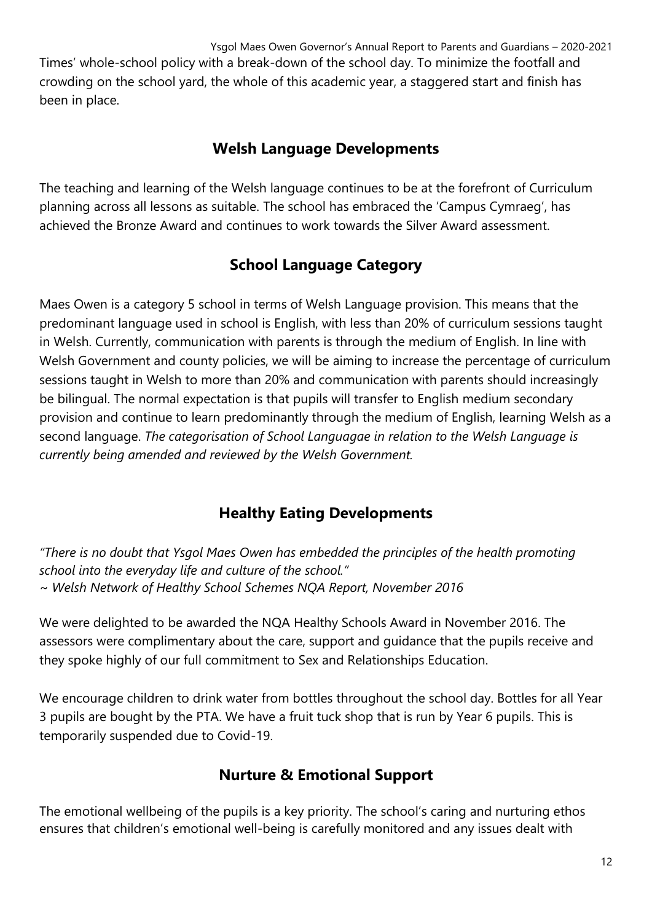Times' whole-school policy with a break-down of the school day. To minimize the footfall and crowding on the school yard, the whole of this academic year, a staggered start and finish has been in place.

## Welsh Language Developments

The teaching and learning of the Welsh language continues to be at the forefront of Curriculum planning across all lessons as suitable. The school has embraced the 'Campus Cymraeg', has achieved the Bronze Award and continues to work towards the Silver Award assessment.

## School Language Category

Maes Owen is a category 5 school in terms of Welsh Language provision. This means that the predominant language used in school is English, with less than 20% of curriculum sessions taught in Welsh. Currently, communication with parents is through the medium of English. In line with Welsh Government and county policies, we will be aiming to increase the percentage of curriculum sessions taught in Welsh to more than 20% and communication with parents should increasingly be bilingual. The normal expectation is that pupils will transfer to English medium secondary provision and continue to learn predominantly through the medium of English, learning Welsh as a second language. *The categorisation of School Languagae in relation to the Welsh Language is currently being amended and reviewed by the Welsh Government.*

## Healthy Eating Developments

*"There is no doubt that Ysgol Maes Owen has embedded the principles of the health promoting school into the everyday life and culture of the school."*
*~ Welsh Network of Healthy School Schemes NQA Report, November 2016*

We were delighted to be awarded the NQA Healthy Schools Award in November 2016. The assessors were complimentary about the care, support and guidance that the pupils receive and they spoke highly of our full commitment to Sex and Relationships Education.

We encourage children to drink water from bottles throughout the school day. Bottles for all Year 3 pupils are bought by the PTA. We have a fruit tuck shop that is run by Year 6 pupils. This is temporarily suspended due to Covid-19.

## Nurture & Emotional Support

The emotional wellbeing of the pupils is a key priority. The school's caring and nurturing ethos ensures that children's emotional well-being is carefully monitored and any issues dealt with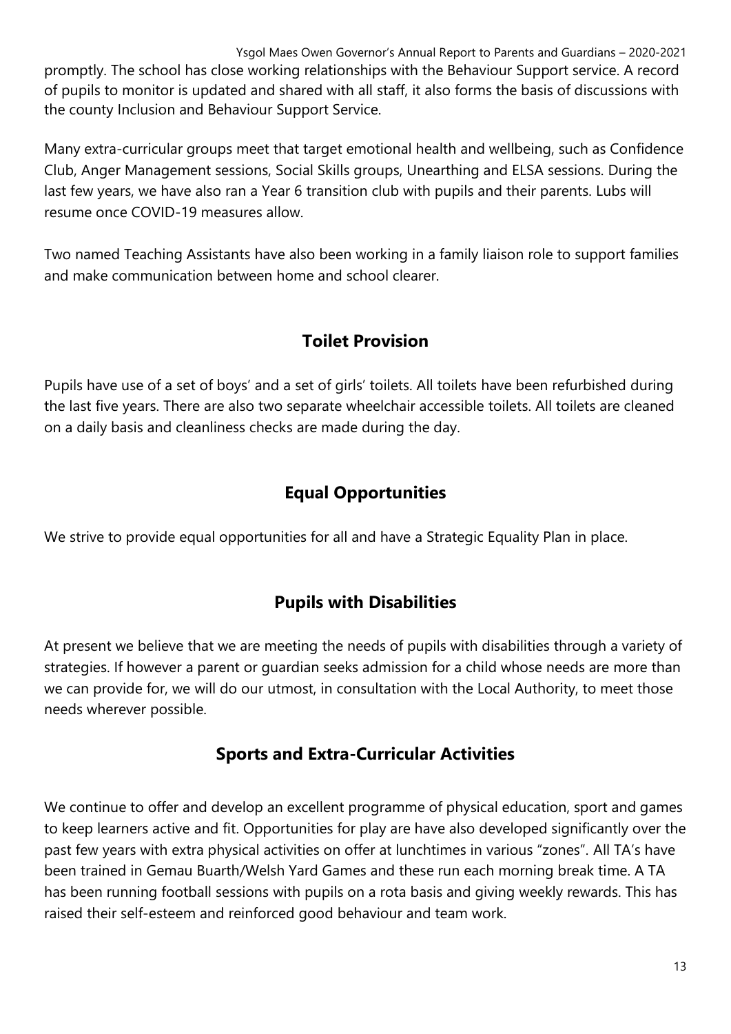promptly. The school has close working relationships with the Behaviour Support service. A record of pupils to monitor is updated and shared with all staff, it also forms the basis of discussions with the county Inclusion and Behaviour Support Service.

Many extra-curricular groups meet that target emotional health and wellbeing, such as Confidence Club, Anger Management sessions, Social Skills groups, Unearthing and ELSA sessions. During the last few years, we have also ran a Year 6 transition club with pupils and their parents. Lubs will resume once COVID-19 measures allow.

Two named Teaching Assistants have also been working in a family liaison role to support families and make communication between home and school clearer.

## Toilet Provision

Pupils have use of a set of boys' and a set of girls' toilets. All toilets have been refurbished during the last five years. There are also two separate wheelchair accessible toilets. All toilets are cleaned on a daily basis and cleanliness checks are made during the day.

## Equal Opportunities

We strive to provide equal opportunities for all and have a Strategic Equality Plan in place.

## Pupils with Disabilities

At present we believe that we are meeting the needs of pupils with disabilities through a variety of strategies. If however a parent or guardian seeks admission for a child whose needs are more than we can provide for, we will do our utmost, in consultation with the Local Authority, to meet those needs wherever possible.

## Sports and Extra-Curricular Activities

We continue to offer and develop an excellent programme of physical education, sport and games to keep learners active and fit. Opportunities for play are have also developed significantly over the past few years with extra physical activities on offer at lunchtimes in various "zones". All TA's have been trained in Gemau Buarth/Welsh Yard Games and these run each morning break time. A TA has been running football sessions with pupils on a rota basis and giving weekly rewards. This has raised their self-esteem and reinforced good behaviour and team work.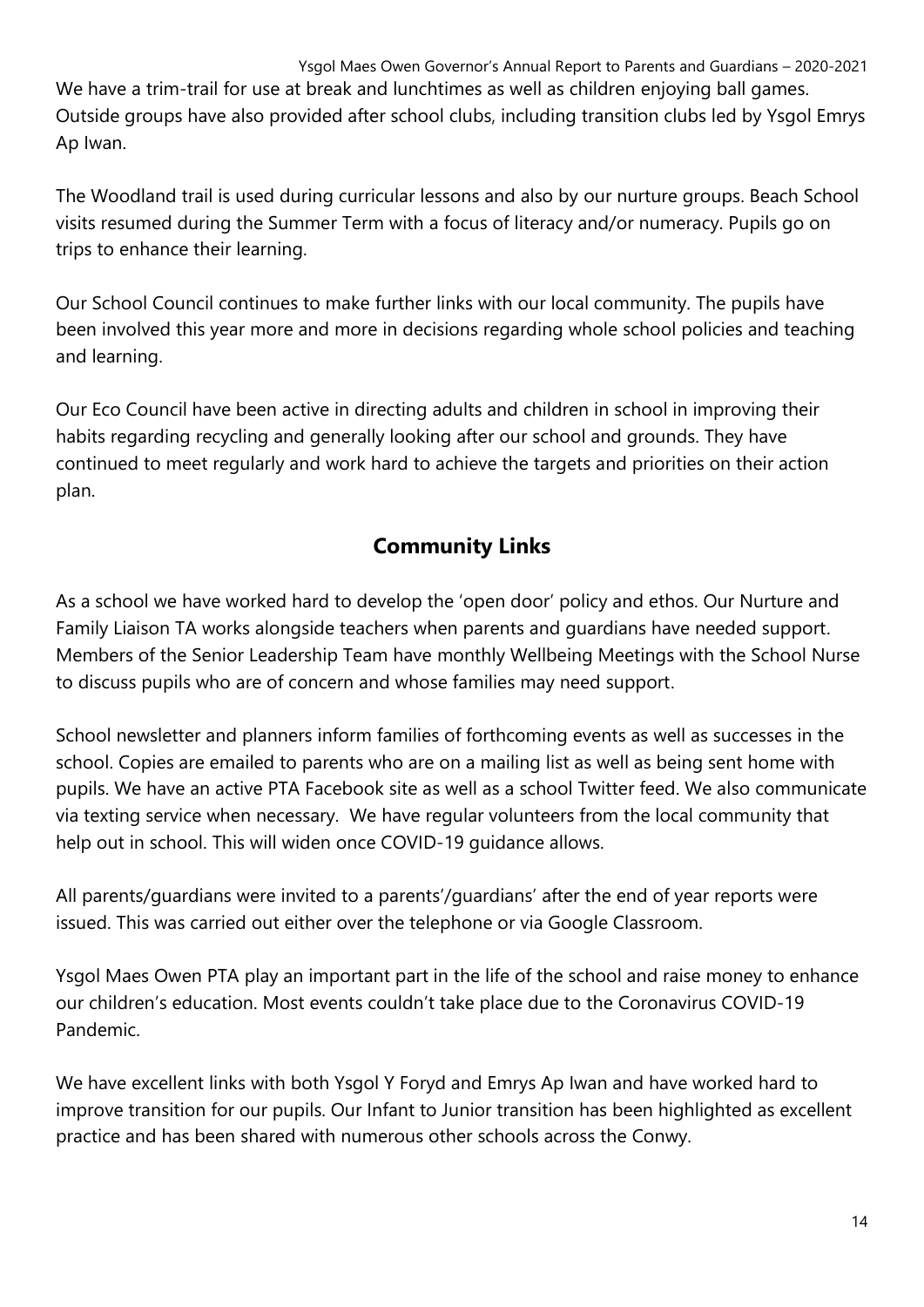We have a trim-trail for use at break and lunchtimes as well as children enjoying ball games. Outside groups have also provided after school clubs, including transition clubs led by Ysgol Emrys Ap Iwan.

The Woodland trail is used during curricular lessons and also by our nurture groups. Beach School visits resumed during the Summer Term with a focus of literacy and/or numeracy. Pupils go on trips to enhance their learning.

Our School Council continues to make further links with our local community. The pupils have been involved this year more and more in decisions regarding whole school policies and teaching and learning.

Our Eco Council have been active in directing adults and children in school in improving their habits regarding recycling and generally looking after our school and grounds. They have continued to meet regularly and work hard to achieve the targets and priorities on their action plan.

## Community Links

As a school we have worked hard to develop the 'open door' policy and ethos. Our Nurture and Family Liaison TA works alongside teachers when parents and guardians have needed support. Members of the Senior Leadership Team have monthly Wellbeing Meetings with the School Nurse to discuss pupils who are of concern and whose families may need support.

School newsletter and planners inform families of forthcoming events as well as successes in the school. Copies are emailed to parents who are on a mailing list as well as being sent home with pupils. We have an active PTA Facebook site as well as a school Twitter feed. We also communicate via texting service when necessary. We have regular volunteers from the local community that help out in school. This will widen once COVID-19 guidance allows.

All parents/guardians were invited to a parents'/guardians' after the end of year reports were issued. This was carried out either over the telephone or via Google Classroom.

Ysgol Maes Owen PTA play an important part in the life of the school and raise money to enhance our children's education. Most events couldn't take place due to the Coronavirus COVID-19 Pandemic.

We have excellent links with both Ysgol Y Foryd and Emrys Ap Iwan and have worked hard to improve transition for our pupils. Our Infant to Junior transition has been highlighted as excellent practice and has been shared with numerous other schools across the Conwy.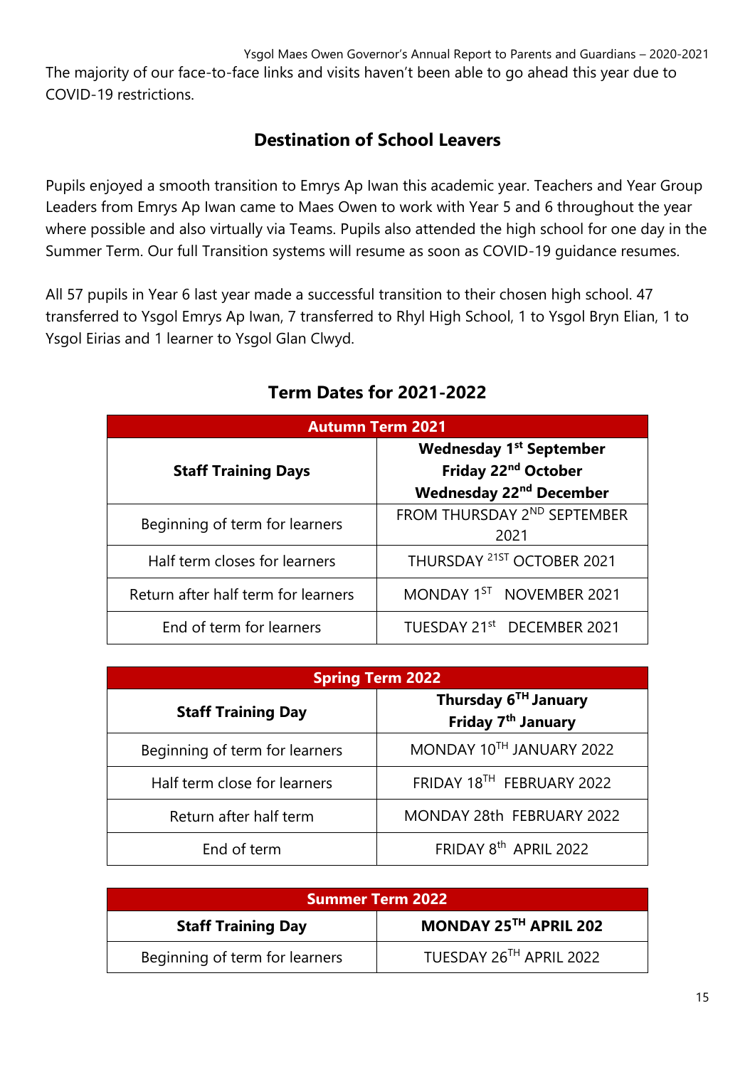The majority of our face-to-face links and visits haven't been able to go ahead this year due to COVID-19 restrictions.

## Destination of School Leavers

Pupils enjoyed a smooth transition to Emrys Ap Iwan this academic year. Teachers and Year Group Leaders from Emrys Ap Iwan came to Maes Owen to work with Year 5 and 6 throughout the year where possible and also virtually via Teams. Pupils also attended the high school for one day in the Summer Term. Our full Transition systems will resume as soon as COVID-19 guidance resumes.

All 57 pupils in Year 6 last year made a successful transition to their chosen high school. 47 transferred to Ysgol Emrys Ap Iwan, 7 transferred to Rhyl High School, 1 to Ysgol Bryn Elian, 1 to Ysgol Eirias and 1 learner to Ysgol Glan Clwyd.

## Term Dates for 2021-2022

| Autumn Term 2021 | |
|---|---|
| **Staff Training Days** | **Wednesday 1st September**<br>**Friday 22nd October**<br>**Wednesday 22nd December** |
| Beginning of term for learners | FROM THURSDAY 2ND SEPTEMBER 2021 |
| Half term closes for learners | THURSDAY 21ST OCTOBER 2021 |
| Return after half term for learners | MONDAY 1ST NOVEMBER 2021 |
| End of term for learners | TUESDAY 21st DECEMBER 2021 |

| Spring Term 2022 | |
|---|---|
| **Staff Training Day** | **Thursday 6TH January**<br>**Friday 7th January** |
| Beginning of term for learners | MONDAY 10TH JANUARY 2022 |
| Half term close for learners | FRIDAY 18TH FEBRUARY 2022 |
| Return after half term | MONDAY 28th FEBRUARY 2022 |
| End of term | FRIDAY 8th APRIL 2022 |

| Summer Term 2022 | |
|---|---|
| **Staff Training Day** | **MONDAY 25TH APRIL 202** |
| Beginning of term for learners | TUESDAY 26TH APRIL 2022 |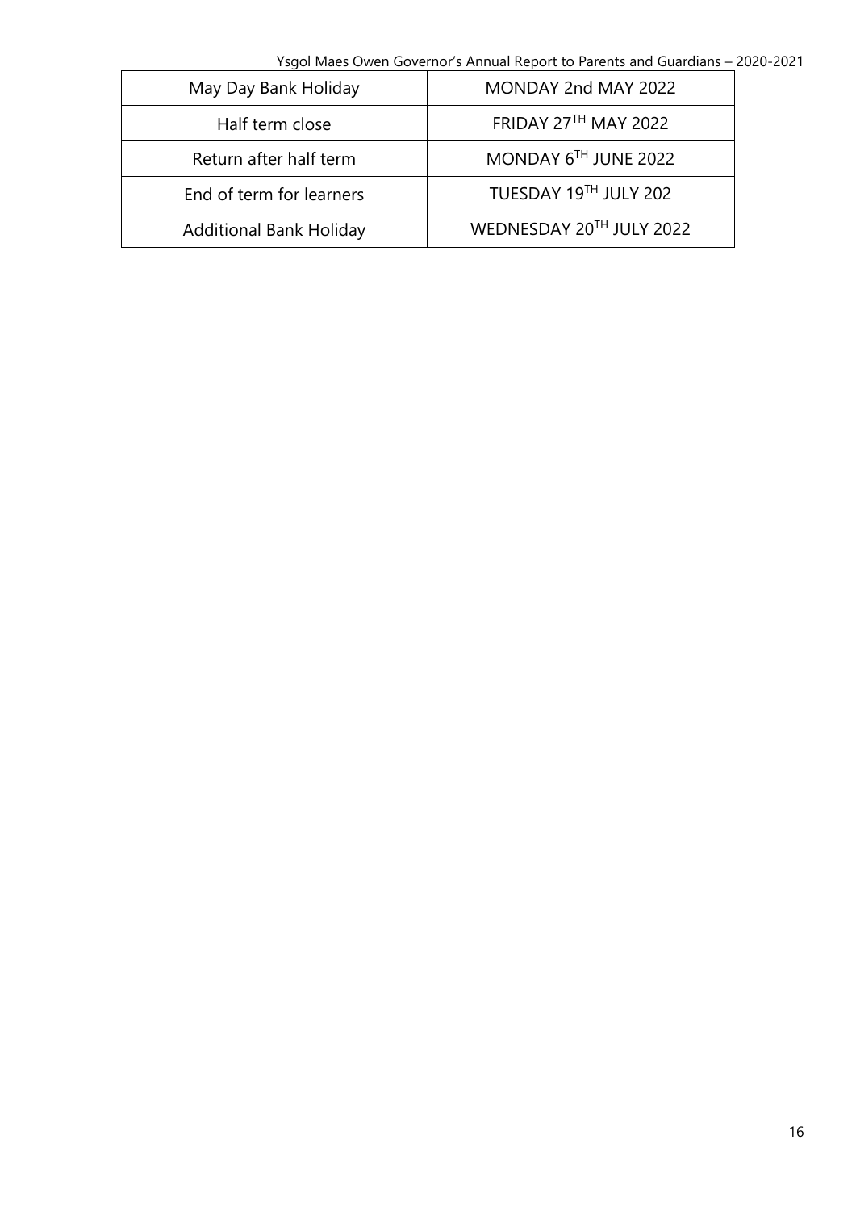| | |
|---|---|
| May Day Bank Holiday | MONDAY 2nd MAY 2022 |
| Half term close | FRIDAY 27TH MAY 2022 |
| Return after half term | MONDAY 6TH JUNE 2022 |
| End of term for learners | TUESDAY 19TH JULY 202 |
| Additional Bank Holiday | WEDNESDAY 20TH JULY 2022 |